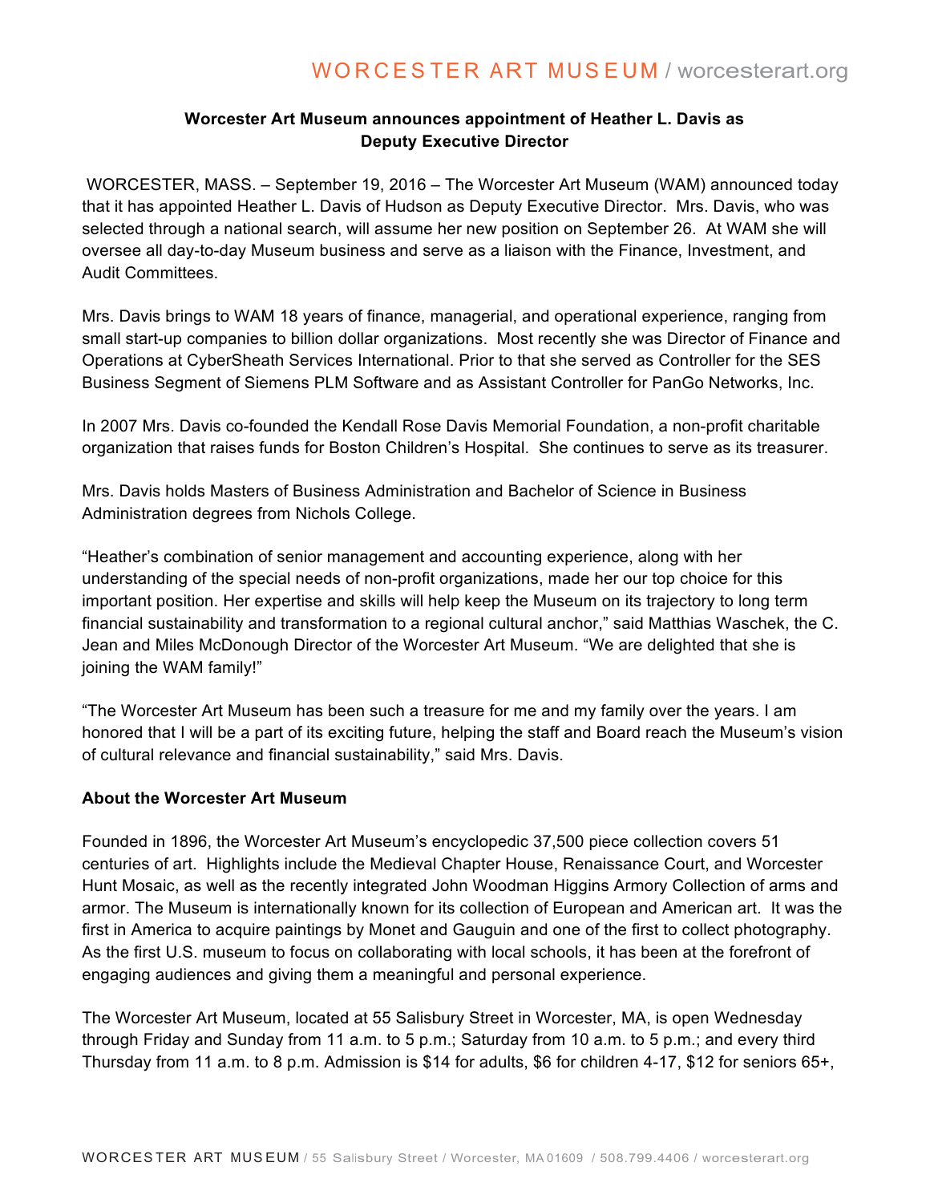# Worcester Art Museum announces appointment of Heather L. Davis as Deputy Executive Director

WORCESTER, MASS. – September 19, 2016 – The Worcester Art Museum (WAM) announced today that it has appointed Heather L. Davis of Hudson as Deputy Executive Director. Mrs. Davis, who was selected through a national search, will assume her new position on September 26. At WAM she will oversee all day-to-day Museum business and serve as a liaison with the Finance, Investment, and Audit Committees.

Mrs. Davis brings to WAM 18 years of finance, managerial, and operational experience, ranging from small start-up companies to billion dollar organizations. Most recently she was Director of Finance and Operations at CyberSheath Services International. Prior to that she served as Controller for the SES Business Segment of Siemens PLM Software and as Assistant Controller for PanGo Networks, Inc.

In 2007 Mrs. Davis co-founded the Kendall Rose Davis Memorial Foundation, a non-profit charitable organization that raises funds for Boston Children's Hospital. She continues to serve as its treasurer.

Mrs. Davis holds Masters of Business Administration and Bachelor of Science in Business Administration degrees from Nichols College.

"Heather's combination of senior management and accounting experience, along with her understanding of the special needs of non-profit organizations, made her our top choice for this important position. Her expertise and skills will help keep the Museum on its trajectory to long term financial sustainability and transformation to a regional cultural anchor," said Matthias Waschek, the C. Jean and Miles McDonough Director of the Worcester Art Museum. "We are delighted that she is joining the WAM family!"

"The Worcester Art Museum has been such a treasure for me and my family over the years. I am honored that I will be a part of its exciting future, helping the staff and Board reach the Museum's vision of cultural relevance and financial sustainability," said Mrs. Davis.

## About the Worcester Art Museum

Founded in 1896, the Worcester Art Museum's encyclopedic 37,500 piece collection covers 51 centuries of art. Highlights include the Medieval Chapter House, Renaissance Court, and Worcester Hunt Mosaic, as well as the recently integrated John Woodman Higgins Armory Collection of arms and armor. The Museum is internationally known for its collection of European and American art. It was the first in America to acquire paintings by Monet and Gauguin and one of the first to collect photography. As the first U.S. museum to focus on collaborating with local schools, it has been at the forefront of engaging audiences and giving them a meaningful and personal experience.

The Worcester Art Museum, located at 55 Salisbury Street in Worcester, MA, is open Wednesday through Friday and Sunday from 11 a.m. to 5 p.m.; Saturday from 10 a.m. to 5 p.m.; and every third Thursday from 11 a.m. to 8 p.m. Admission is $14 for adults, $6 for children 4-17, $12 for seniors 65+,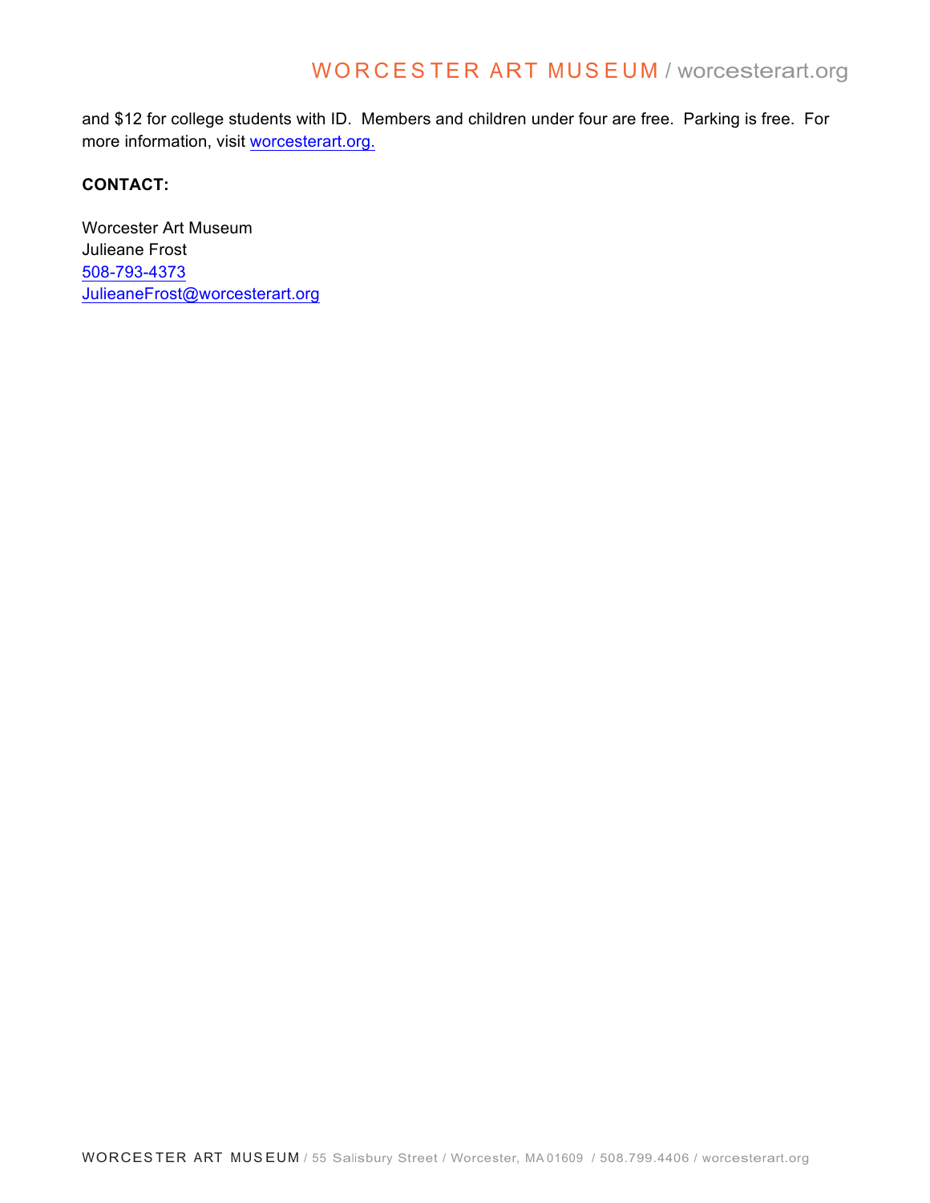and $12 for college students with ID. Members and children under four are free. Parking is free. For more information, visit [worcesterart.org.](worcesterart.org)

**CONTACT:**

Worcester Art Museum
Julieane Frost
508-793-4373
JulieaneFrost@worcesterart.org